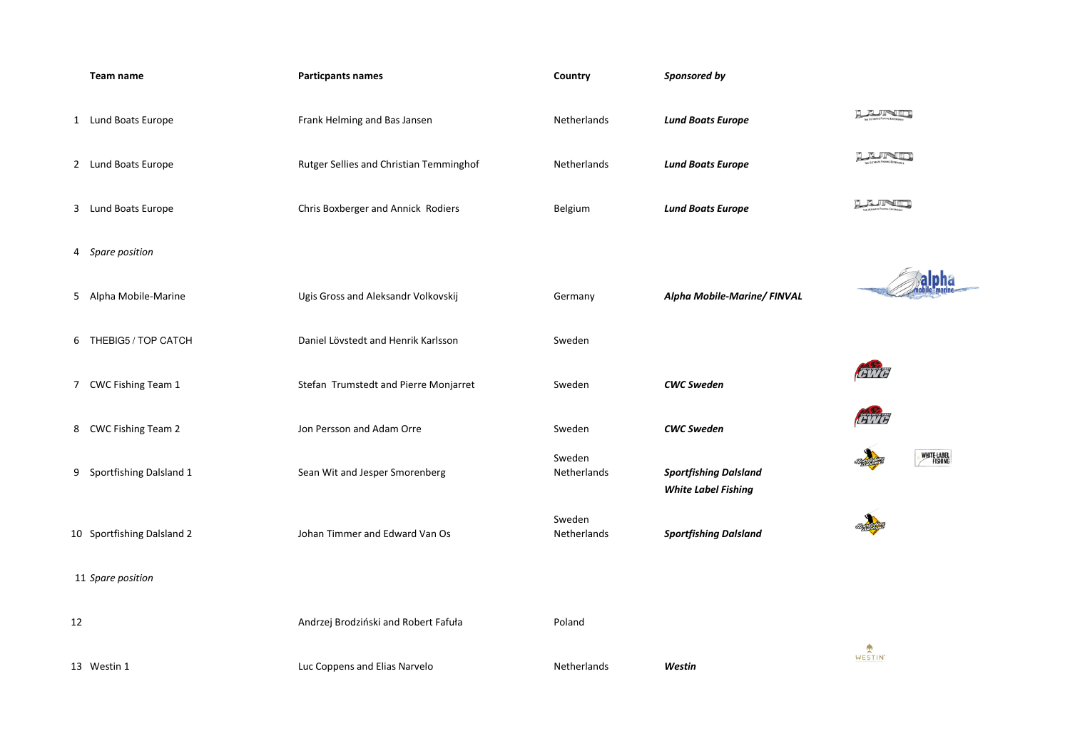| | Team name | Particpants names | Country | *Sponsored by* |
|---|---|---|---|---|
| 1 | Lund Boats Europe | Frank Helming and Bas Jansen | Netherlands | ***Lund Boats Europe*** |
| 2 | Lund Boats Europe | Rutger Sellies and Christian Temminghof | Netherlands | ***Lund Boats Europe*** |
| 3 | Lund Boats Europe | Chris Boxberger and Annick Rodiers | Belgium | ***Lund Boats Europe*** |
| 4 | *Spare position* | | | |
| 5 | Alpha Mobile-Marine | Ugis Gross and Aleksandr Volkovskij | Germany | ***Alpha Mobile-Marine/ FINVAL*** |
| 6 | THEBIG5 / TOP CATCH | Daniel Lövstedt and Henrik Karlsson | Sweden | |
| 7 | CWC Fishing Team 1 | Stefan Trumstedt and Pierre Monjarret | Sweden | ***CWC Sweden*** |
| 8 | CWC Fishing Team 2 | Jon Persson and Adam Orre | Sweden | ***CWC Sweden*** |
| 9 | Sportfishing Dalsland 1 | Sean Wit and Jesper Smorenberg | Sweden Netherlands | ***Sportfishing Dalsland*** ***White Label Fishing*** |
| 10 | Sportfishing Dalsland 2 | Johan Timmer and Edward Van Os | Sweden Netherlands | ***Sportfishing Dalsland*** |
| 11 | *Spare position* | | | |
| 12 | | Andrzej Brodziński and Robert Fafuła | Poland | |
| 13 | Westin 1 | Luc Coppens and Elias Narvelo | Netherlands | ***Westin*** |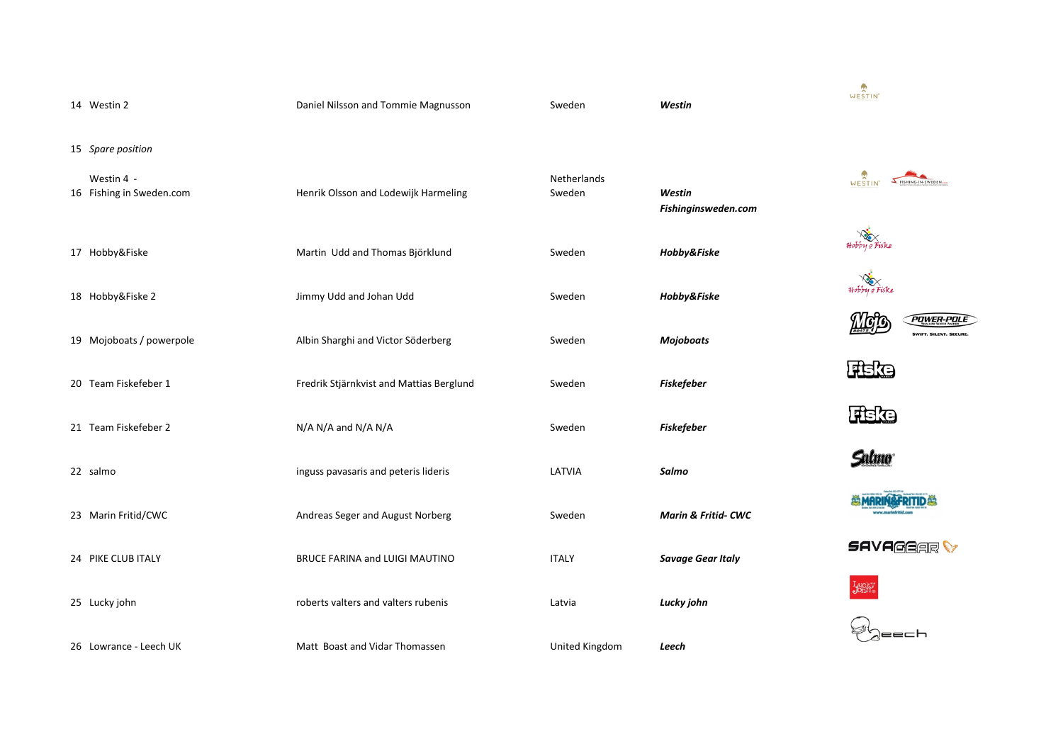| | | | | |
|---|---|---|---|---|
| 14 | Westin 2 | Daniel Nilsson and Tommie Magnusson | Sweden | ***Westin*** |
| 15 | *Spare position* | | | |
| 16 | Westin 4 - Fishing in Sweden.com | Henrik Olsson and Lodewijk Harmeling | Netherlands Sweden | ***Westin Fishinginsweden.com*** |
| 17 | Hobby&Fiske | Martin Udd and Thomas Björklund | Sweden | ***Hobby&Fiske*** |
| 18 | Hobby&Fiske 2 | Jimmy Udd and Johan Udd | Sweden | ***Hobby&Fiske*** |
| 19 | Mojoboats / powerpole | Albin Sharghi and Victor Söderberg | Sweden | ***Mojoboats*** |
| 20 | Team Fiskefeber 1 | Fredrik Stjärnkvist and Mattias Berglund | Sweden | ***Fiskefeber*** |
| 21 | Team Fiskefeber 2 | N/A N/A and N/A N/A | Sweden | ***Fiskefeber*** |
| 22 | salmo | inguss pavasaris and peteris lideris | LATVIA | ***Salmo*** |
| 23 | Marin Fritid/CWC | Andreas Seger and August Norberg | Sweden | ***Marin & Fritid- CWC*** |
| 24 | PIKE CLUB ITALY | BRUCE FARINA and LUIGI MAUTINO | ITALY | ***Savage Gear Italy*** |
| 25 | Lucky john | roberts valters and valters rubenis | Latvia | ***Lucky john*** |
| 26 | Lowrance - Leech UK | Matt Boast and Vidar Thomassen | United Kingdom | ***Leech*** |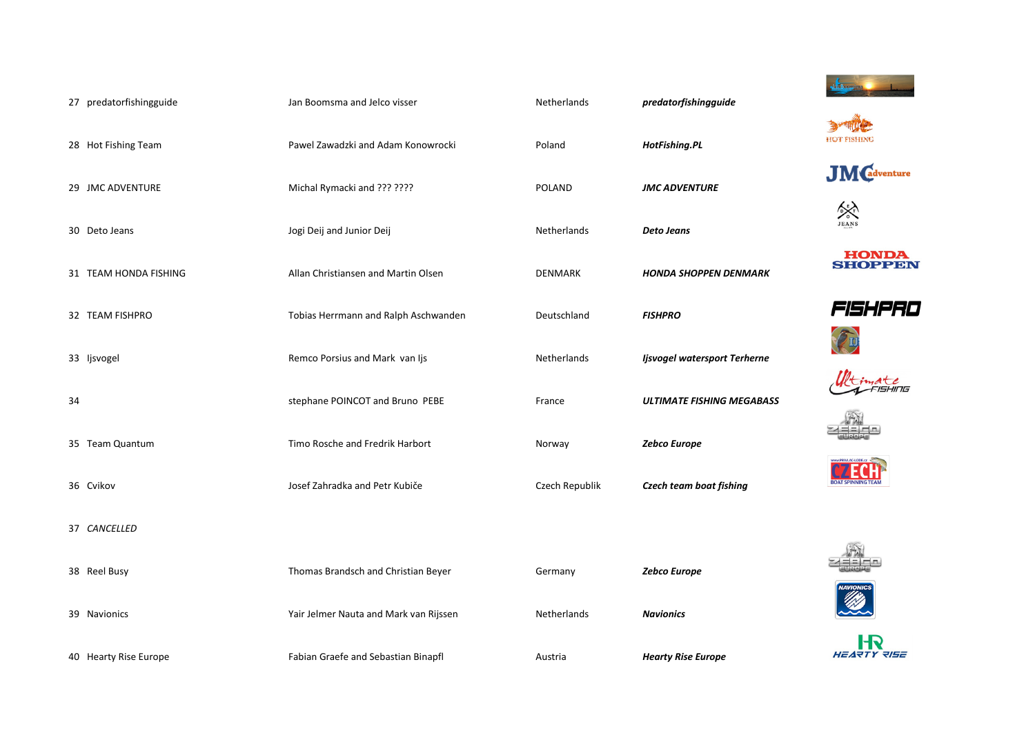| | | | | |
|---|---|---|---|---|
| 27 | predatorfishingguide | Jan Boomsma and Jelco visser | Netherlands | ***predatorfishingguide*** |
| 28 | Hot Fishing Team | Pawel Zawadzki and Adam Konowrocki | Poland | ***HotFishing.PL*** |
| 29 | JMC ADVENTURE | Michal Rymacki and ??? ???? | POLAND | ***JMC ADVENTURE*** |
| 30 | Deto Jeans | Jogi Deij and Junior Deij | Netherlands | ***Deto Jeans*** |
| 31 | TEAM HONDA FISHING | Allan Christiansen and Martin Olsen | DENMARK | ***HONDA SHOPPEN DENMARK*** |
| 32 | TEAM FISHPRO | Tobias Herrmann and Ralph Aschwanden | Deutschland | ***FISHPRO*** |
| 33 | Ijsvogel | Remco Porsius and Mark van Ijs | Netherlands | ***Ijsvogel watersport Terherne*** |
| 34 | | stephane POINCOT and Bruno PEBE | France | ***ULTIMATE FISHING MEGABASS*** |
| 35 | Team Quantum | Timo Rosche and Fredrik Harbort | Norway | ***Zebco Europe*** |
| 36 | Cvikov | Josef Zahradka and Petr Kubiče | Czech Republik | ***Czech team boat fishing*** |
| 37 | *CANCELLED* | | | |
| 38 | Reel Busy | Thomas Brandsch and Christian Beyer | Germany | ***Zebco Europe*** |
| 39 | Navionics | Yair Jelmer Nauta and Mark van Rijssen | Netherlands | ***Navionics*** |
| 40 | Hearty Rise Europe | Fabian Graefe and Sebastian Binapfl | Austria | ***Hearty Rise Europe*** |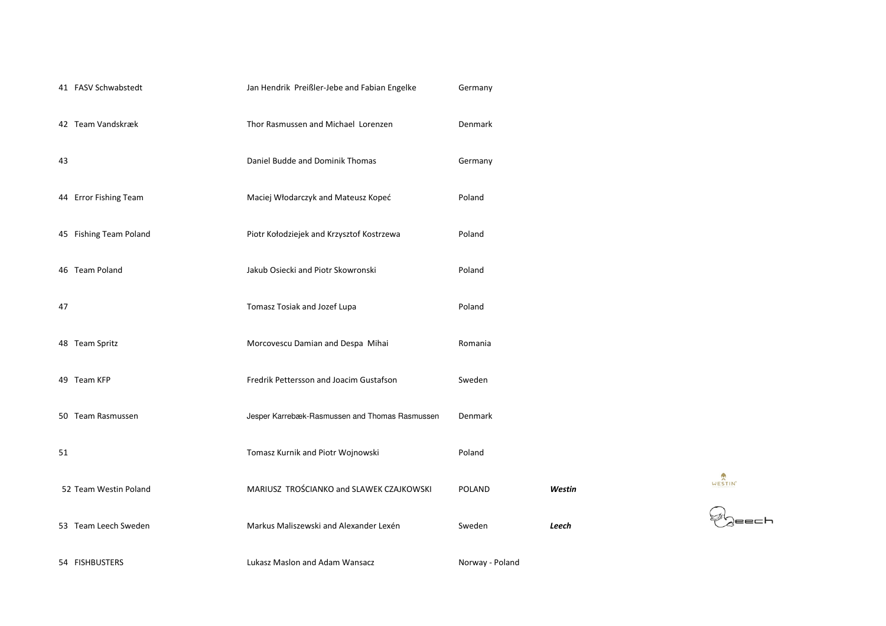| | | | | |
|---|---|---|---|---|
| 41 | FASV Schwabstedt | Jan Hendrik Preißler-Jebe and Fabian Engelke | Germany | |
| 42 | Team Vandskræk | Thor Rasmussen and Michael Lorenzen | Denmark | |
| 43 | | Daniel Budde and Dominik Thomas | Germany | |
| 44 | Error Fishing Team | Maciej Włodarczyk and Mateusz Kopeć | Poland | |
| 45 | Fishing Team Poland | Piotr Kołodziejek and Krzysztof Kostrzewa | Poland | |
| 46 | Team Poland | Jakub Osiecki and Piotr Skowronski | Poland | |
| 47 | | Tomasz Tosiak and Jozef Lupa | Poland | |
| 48 | Team Spritz | Morcovescu Damian and Despa Mihai | Romania | |
| 49 | Team KFP | Fredrik Pettersson and Joacim Gustafson | Sweden | |
| 50 | Team Rasmussen | Jesper Karrebæk-Rasmussen and Thomas Rasmussen | Denmark | |
| 51 | | Tomasz Kurnik and Piotr Wojnowski | Poland | |
| 52 | Team Westin Poland | MARIUSZ TROŚCIANKO and SLAWEK CZAJKOWSKI | POLAND | ***Westin*** |
| 53 | Team Leech Sweden | Markus Maliszewski and Alexander Lexén | Sweden | ***Leech*** |
| 54 | FISHBUSTERS | Lukasz Maslon and Adam Wansacz | Norway - Poland | |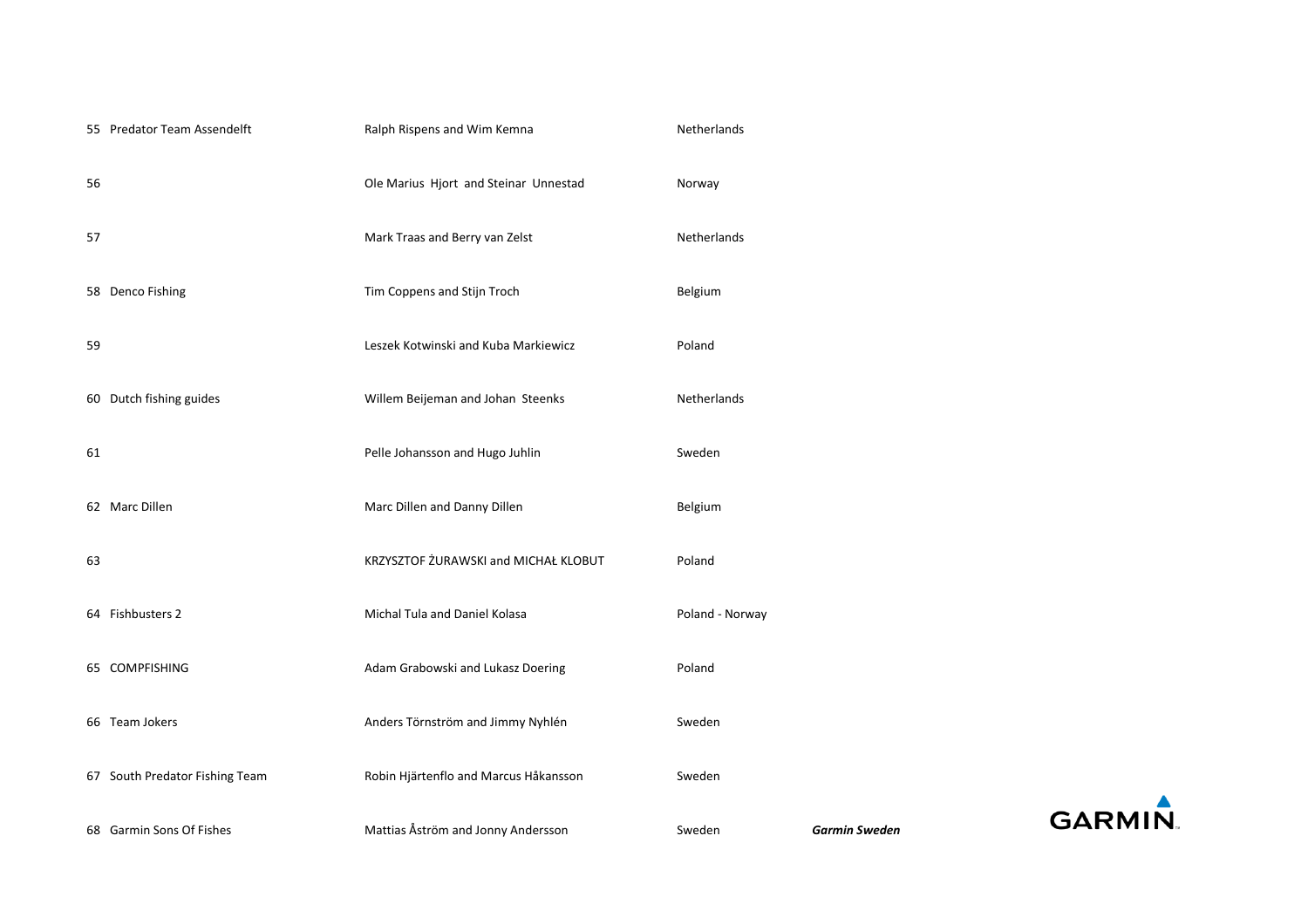| No. | Team | Participants | Country | Sponsor |
|---|---|---|---|---|
| 55 | Predator Team Assendelft | Ralph Rispens and Wim Kemna | Netherlands | |
| 56 | | Ole Marius Hjort and Steinar Unnestad | Norway | |
| 57 | | Mark Traas and Berry van Zelst | Netherlands | |
| 58 | Denco Fishing | Tim Coppens and Stijn Troch | Belgium | |
| 59 | | Leszek Kotwinski and Kuba Markiewicz | Poland | |
| 60 | Dutch fishing guides | Willem Beijeman and Johan Steenks | Netherlands | |
| 61 | | Pelle Johansson and Hugo Juhlin | Sweden | |
| 62 | Marc Dillen | Marc Dillen and Danny Dillen | Belgium | |
| 63 | | KRZYSZTOF ŻURAWSKI and MICHAŁ KLOBUT | Poland | |
| 64 | Fishbusters 2 | Michal Tula and Daniel Kolasa | Poland - Norway | |
| 65 | COMPFISHING | Adam Grabowski and Lukasz Doering | Poland | |
| 66 | Team Jokers | Anders Törnström and Jimmy Nyhlén | Sweden | |
| 67 | South Predator Fishing Team | Robin Hjärtenflo and Marcus Håkansson | Sweden | |
| 68 | Garmin Sons Of Fishes | Mattias Åström and Jonny Andersson | Sweden | ***Garmin Sweden*** |

GARMIN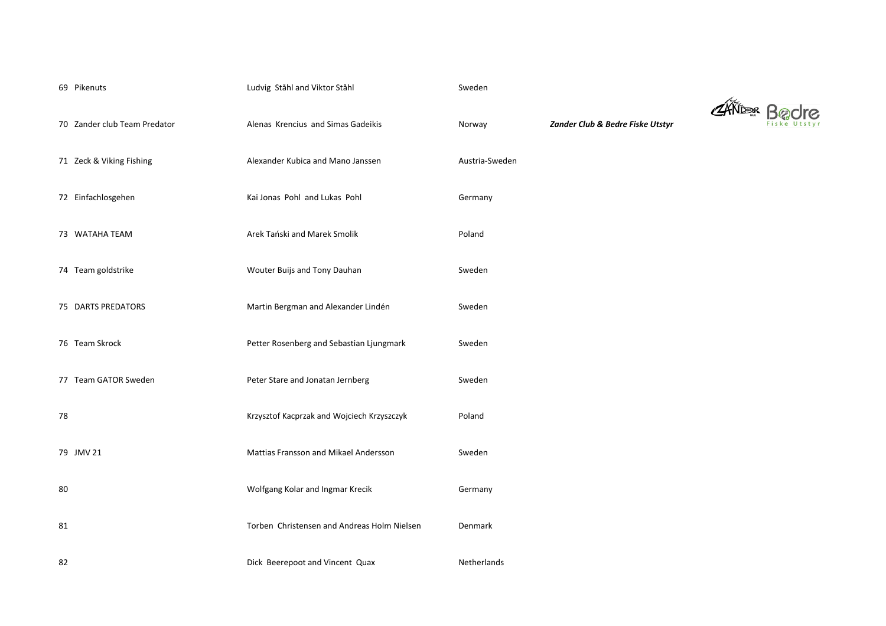| | | | | |
|---|---|---|---|---|
| 69 | Pikenuts | Ludvig  Ståhl and Viktor Ståhl | Sweden | |
| 70 | Zander club Team Predator | Alenas  Krencius  and Simas Gadeikis | Norway | ***Zander Club & Bedre Fiske Utstyr*** |
| 71 | Zeck & Viking Fishing | Alexander Kubica and Mano Janssen | Austria-Sweden | |
| 72 | Einfachlosgehen | Kai Jonas  Pohl  and Lukas  Pohl | Germany | |
| 73 | WATAHA TEAM | Arek Tański and Marek Smolik | Poland | |
| 74 | Team goldstrike | Wouter Buijs and Tony Dauhan | Sweden | |
| 75 | DARTS PREDATORS | Martin Bergman and Alexander Lindén | Sweden | |
| 76 | Team Skrock | Petter Rosenberg and Sebastian Ljungmark | Sweden | |
| 77 | Team GATOR Sweden | Peter Stare and Jonatan Jernberg | Sweden | |
| 78 | | Krzysztof Kacprzak and Wojciech Krzyszczyk | Poland | |
| 79 | JMV 21 | Mattias Fransson and Mikael Andersson | Sweden | |
| 80 | | Wolfgang Kolar and Ingmar Krecik | Germany | |
| 81 | | Torben  Christensen and Andreas Holm Nielsen | Denmark | |
| 82 | | Dick  Beerepoot and Vincent  Quax | Netherlands | |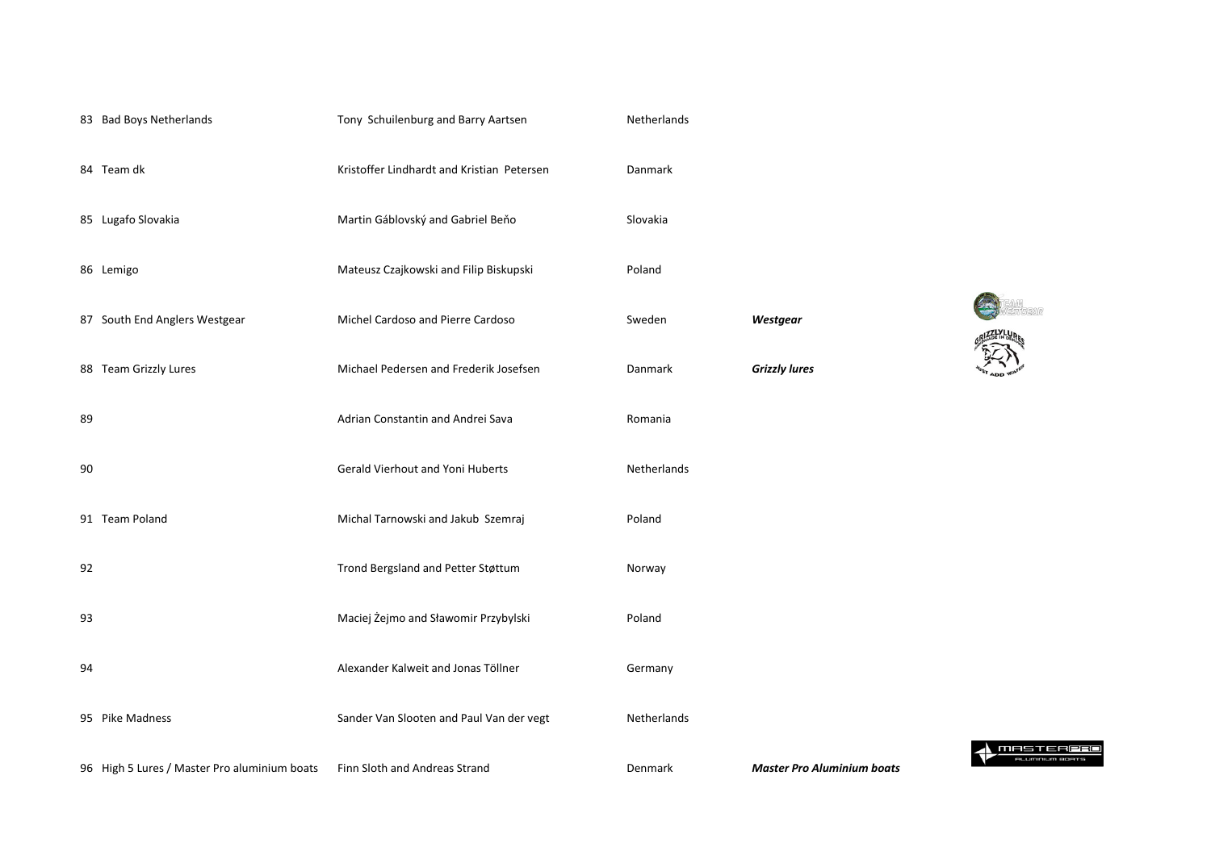| | | | | |
|---|---|---|---|---|
| 83 | Bad Boys Netherlands | Tony Schuilenburg and Barry Aartsen | Netherlands | |
| 84 | Team dk | Kristoffer Lindhardt and Kristian Petersen | Danmark | |
| 85 | Lugafo Slovakia | Martin Gáblovský and Gabriel Beňo | Slovakia | |
| 86 | Lemigo | Mateusz Czajkowski and Filip Biskupski | Poland | |
| 87 | South End Anglers Westgear | Michel Cardoso and Pierre Cardoso | Sweden | ***Westgear*** |
| 88 | Team Grizzly Lures | Michael Pedersen and Frederik Josefsen | Danmark | ***Grizzly lures*** |
| 89 | | Adrian Constantin and Andrei Sava | Romania | |
| 90 | | Gerald Vierhout and Yoni Huberts | Netherlands | |
| 91 | Team Poland | Michal Tarnowski and Jakub Szemraj | Poland | |
| 92 | | Trond Bergsland and Petter Støttum | Norway | |
| 93 | | Maciej Żejmo and Sławomir Przybylski | Poland | |
| 94 | | Alexander Kalweit and Jonas Töllner | Germany | |
| 95 | Pike Madness | Sander Van Slooten and Paul Van der vegt | Netherlands | |
| 96 | High 5 Lures / Master Pro aluminium boats | Finn Sloth and Andreas Strand | Denmark | ***Master Pro Aluminium boats*** |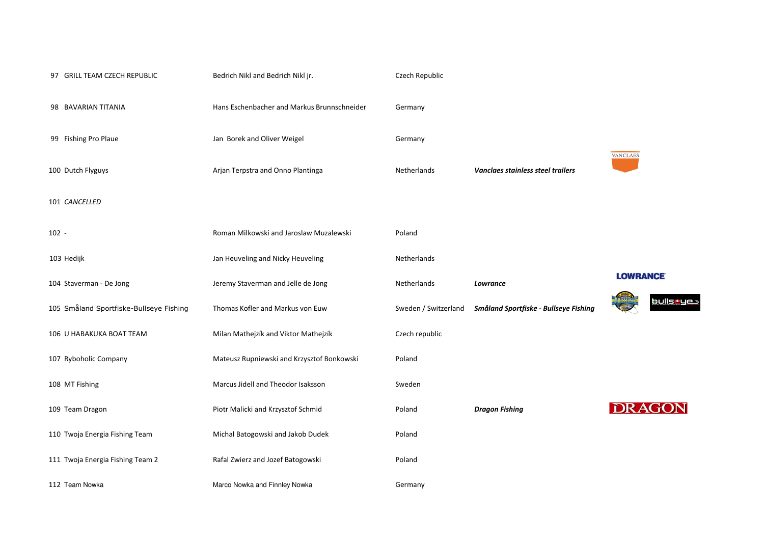| | | | |
|---|---|---|---|
| 97 GRILL TEAM CZECH REPUBLIC | Bedrich Nikl and Bedrich Nikl jr. | Czech Republic | |
| 98 BAVARIAN TITANIA | Hans Eschenbacher and Markus Brunnschneider | Germany | |
| 99 Fishing Pro Plaue | Jan Borek and Oliver Weigel | Germany | |
| 100 Dutch Flyguys | Arjan Terpstra and Onno Plantinga | Netherlands | ***Vanclaes stainless steel trailers*** |
| 101 *CANCELLED* | | | |
| 102 - | Roman Milkowski and Jaroslaw Muzalewski | Poland | |
| 103 Hedijk | Jan Heuveling and Nicky Heuveling | Netherlands | |
| 104 Staverman - De Jong | Jeremy Staverman and Jelle de Jong | Netherlands | ***Lowrance*** |
| 105 Småland Sportfiske-Bullseye Fishing | Thomas Kofler and Markus von Euw | Sweden / Switzerland | ***Småland Sportfiske - Bullseye Fishing*** |
| 106 U HABAKUKA BOAT TEAM | Milan Mathejzík and Viktor Mathejzík | Czech republic | |
| 107 Ryboholic Company | Mateusz Rupniewski and Krzysztof Bonkowski | Poland | |
| 108 MT Fishing | Marcus Jidell and Theodor Isaksson | Sweden | |
| 109 Team Dragon | Piotr Malicki and Krzysztof Schmid | Poland | ***Dragon Fishing*** |
| 110 Twoja Energia Fishing Team | Michal Batogowski and Jakob Dudek | Poland | |
| 111 Twoja Energia Fishing Team 2 | Rafal Zwierz and Jozef Batogowski | Poland | |
| 112 Team Nowka | Marco Nowka and Finnley Nowka | Germany | |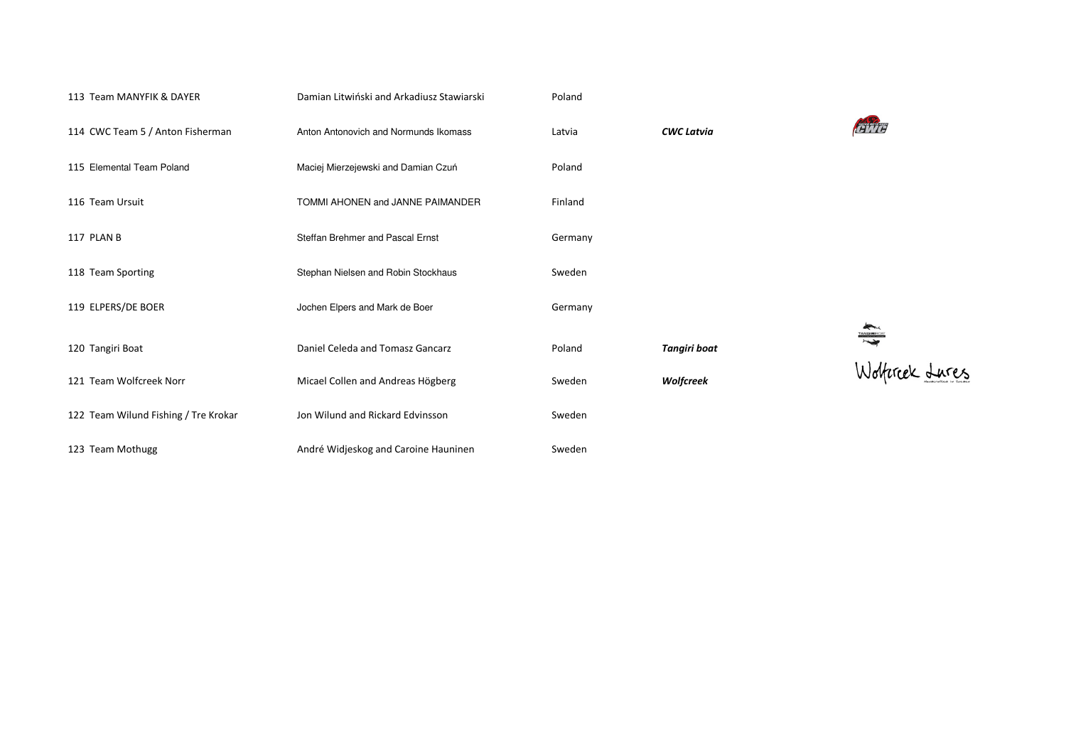| | | | | |
|---|---|---|---|---|
| 113 | Team MANYFIK & DAYER | Damian Litwiński and Arkadiusz Stawiarski | Poland | |
| 114 | CWC Team 5 / Anton Fisherman | Anton Antonovich and Normunds Ikomass | Latvia | ***CWC Latvia*** |
| 115 | Elemental Team Poland | Maciej Mierzejewski and Damian Czuń | Poland | |
| 116 | Team Ursuit | TOMMI AHONEN and JANNE PAIMANDER | Finland | |
| 117 | PLAN B | Steffan Brehmer and Pascal Ernst | Germany | |
| 118 | Team Sporting | Stephan Nielsen and Robin Stockhaus | Sweden | |
| 119 | ELPERS/DE BOER | Jochen Elpers and Mark de Boer | Germany | |
| 120 | Tangiri Boat | Daniel Celeda and Tomasz Gancarz | Poland | ***Tangiri boat*** |
| 121 | Team Wolfcreek Norr | Micael Collen and Andreas Högberg | Sweden | ***Wolfcreek*** |
| 122 | Team Wilund Fishing / Tre Krokar | Jon Wilund and Rickard Edvinsson | Sweden | |
| 123 | Team Mothugg | André Widjeskog and Caroine Hauninen | Sweden | |